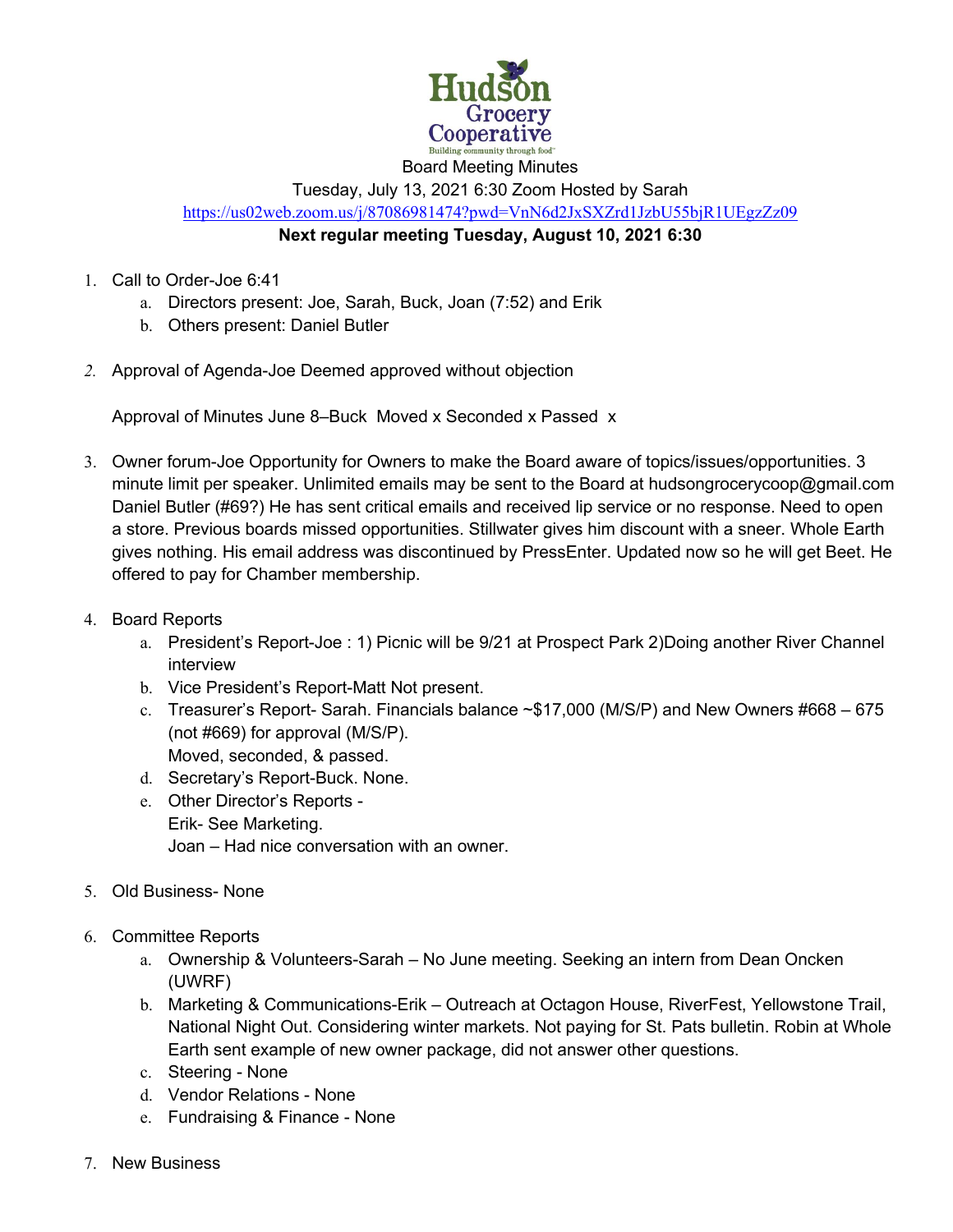Hudson Grocery Cooperative
Building community through food

Board Meeting Minutes

Tuesday, July 13, 2021 6:30 Zoom Hosted by Sarah

https://us02web.zoom.us/j/87086981474?pwd=VnN6d2JxSXZrd1JzbU55bjR1UEgzZz09

**Next regular meeting Tuesday, August 10, 2021 6:30**

1. Call to Order-Joe 6:41
   a. Directors present: Joe, Sarah, Buck, Joan (7:52) and Erik
   b. Others present: Daniel Butler

2. Approval of Agenda-Joe Deemed approved without objection

   Approval of Minutes June 8–Buck Moved x Seconded x Passed x

3. Owner forum-Joe Opportunity for Owners to make the Board aware of topics/issues/opportunities. 3 minute limit per speaker. Unlimited emails may be sent to the Board at hudsongrocerycoop@gmail.com Daniel Butler (#69?) He has sent critical emails and received lip service or no response. Need to open a store. Previous boards missed opportunities. Stillwater gives him discount with a sneer. Whole Earth gives nothing. His email address was discontinued by PressEnter. Updated now so he will get Beet. He offered to pay for Chamber membership.

4. Board Reports
   a. President's Report-Joe : 1) Picnic will be 9/21 at Prospect Park 2)Doing another River Channel interview
   b. Vice President's Report-Matt Not present.
   c. Treasurer's Report- Sarah. Financials balance ~$17,000 (M/S/P) and New Owners #668 – 675 (not #669) for approval (M/S/P).
      Moved, seconded, & passed.
   d. Secretary's Report-Buck. None.
   e. Other Director's Reports -
      Erik- See Marketing.
      Joan – Had nice conversation with an owner.

5. Old Business- None

6. Committee Reports
   a. Ownership & Volunteers-Sarah – No June meeting. Seeking an intern from Dean Oncken (UWRF)
   b. Marketing & Communications-Erik – Outreach at Octagon House, RiverFest, Yellowstone Trail, National Night Out. Considering winter markets. Not paying for St. Pats bulletin. Robin at Whole Earth sent example of new owner package, did not answer other questions.
   c. Steering - None
   d. Vendor Relations - None
   e. Fundraising & Finance - None

7. New Business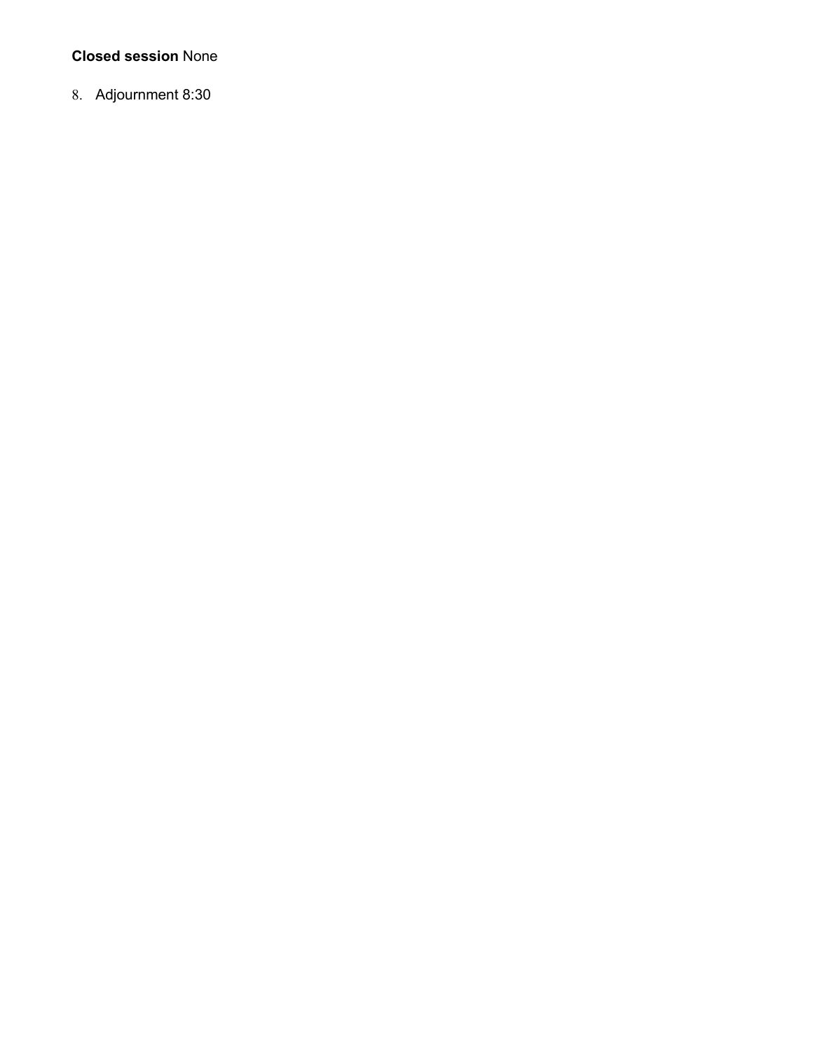**Closed session** None

8. Adjournment 8:30